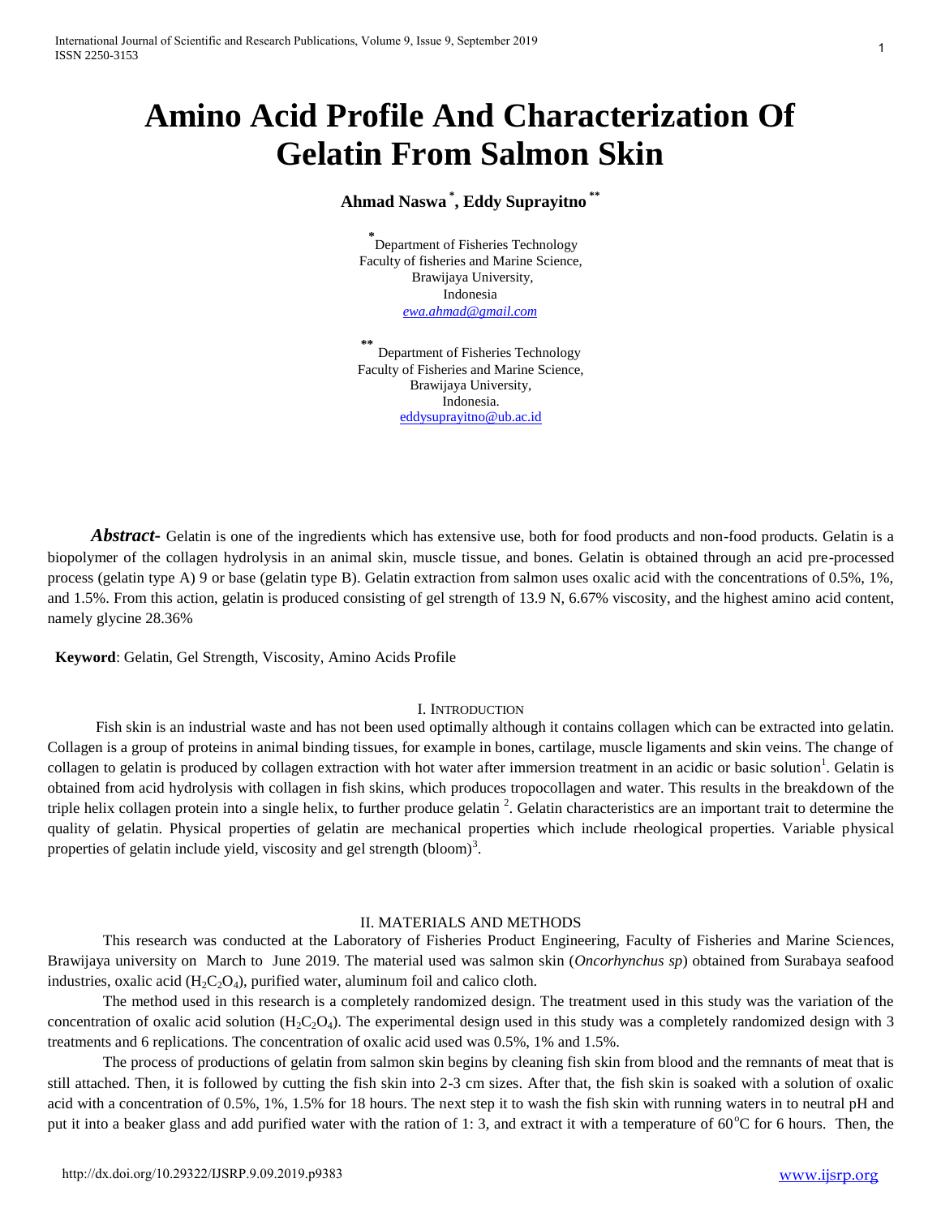# Amino Acid Profile And Characterization Of Gelatin From Salmon Skin

**Ahmad Naswa [*], Eddy Suprayitno [**]**

[*] Department of Fisheries Technology
Faculty of fisheries and Marine Science,
Brawijaya University,
Indonesia
ewa.ahmad@gmail.com

[**] Department of Fisheries Technology
Faculty of Fisheries and Marine Science,
Brawijaya University,
Indonesia.
eddysuprayitno@ub.ac.id

***Abstract-*** Gelatin is one of the ingredients which has extensive use, both for food products and non-food products. Gelatin is a biopolymer of the collagen hydrolysis in an animal skin, muscle tissue, and bones. Gelatin is obtained through an acid pre-processed process (gelatin type A) 9 or base (gelatin type B). Gelatin extraction from salmon uses oxalic acid with the concentrations of 0.5%, 1%, and 1.5%. From this action, gelatin is produced consisting of gel strength of 13.9 N, 6.67% viscosity, and the highest amino acid content, namely glycine 28.36%

**Keyword**: Gelatin, Gel Strength, Viscosity, Amino Acids Profile

## I. Introduction

Fish skin is an industrial waste and has not been used optimally although it contains collagen which can be extracted into gelatin. Collagen is a group of proteins in animal binding tissues, for example in bones, cartilage, muscle ligaments and skin veins. The change of collagen to gelatin is produced by collagen extraction with hot water after immersion treatment in an acidic or basic solution[1]. Gelatin is obtained from acid hydrolysis with collagen in fish skins, which produces tropocollagen and water. This results in the breakdown of the triple helix collagen protein into a single helix, to further produce gelatin [2]. Gelatin characteristics are an important trait to determine the quality of gelatin. Physical properties of gelatin are mechanical properties which include rheological properties. Variable physical properties of gelatin include yield, viscosity and gel strength (bloom)[3].

## II. Materials and Methods

This research was conducted at the Laboratory of Fisheries Product Engineering, Faculty of Fisheries and Marine Sciences, Brawijaya university on March to June 2019. The material used was salmon skin (*Oncorhynchus sp*) obtained from Surabaya seafood industries, oxalic acid ($H_2C_2O_4$), purified water, aluminum foil and calico cloth.

The method used in this research is a completely randomized design. The treatment used in this study was the variation of the concentration of oxalic acid solution ($H_2C_2O_4$). The experimental design used in this study was a completely randomized design with 3 treatments and 6 replications. The concentration of oxalic acid used was 0.5%, 1% and 1.5%.

The process of productions of gelatin from salmon skin begins by cleaning fish skin from blood and the remnants of meat that is still attached. Then, it is followed by cutting the fish skin into 2-3 cm sizes. After that, the fish skin is soaked with a solution of oxalic acid with a concentration of 0.5%, 1%, 1.5% for 18 hours. The next step it to wash the fish skin with running waters in to neutral pH and put it into a beaker glass and add purified water with the ration of 1: 3, and extract it with a temperature of 60$^{o}$C for 6 hours. Then, the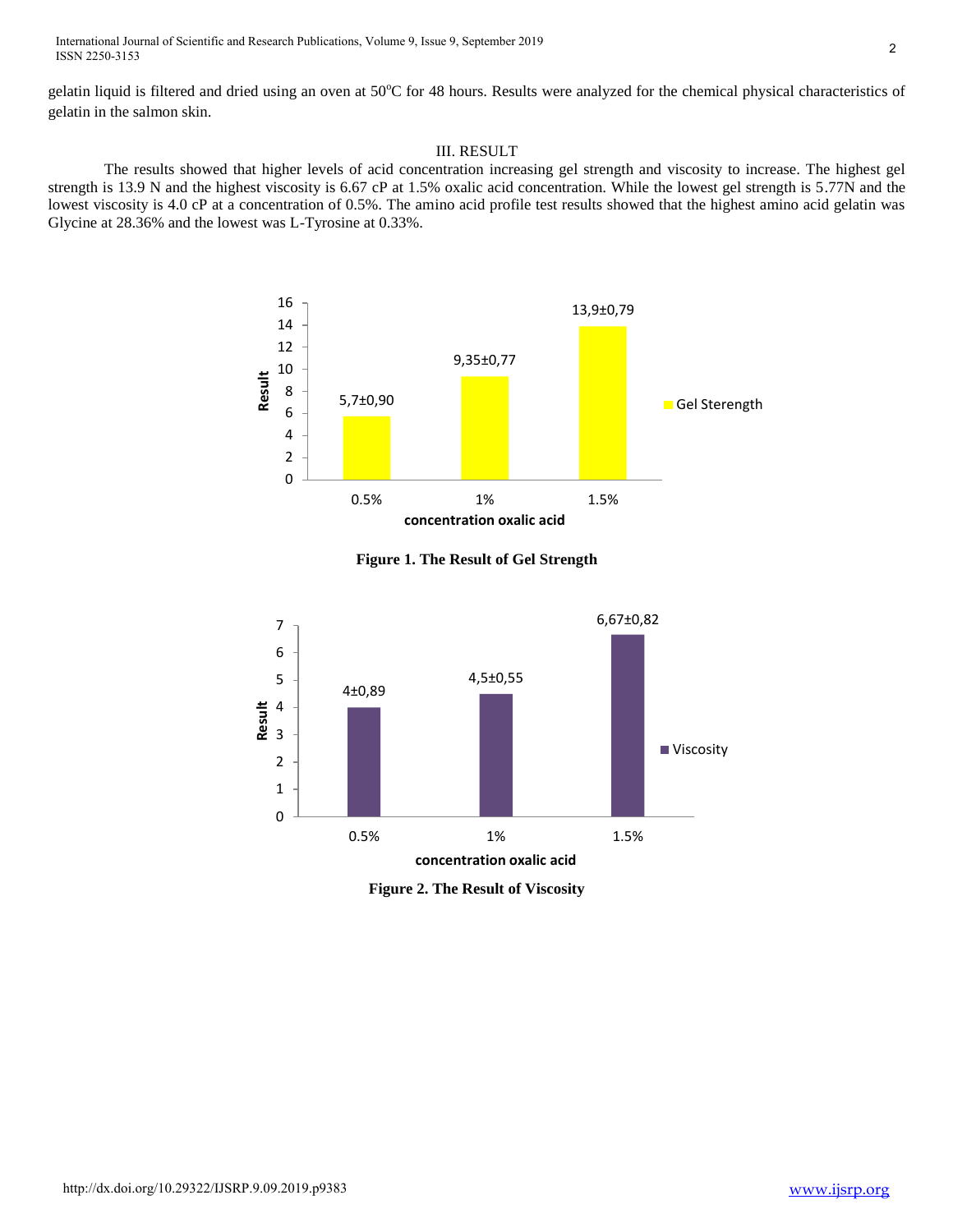gelatin liquid is filtered and dried using an oven at $50^{o}C$ for 48 hours. Results were analyzed for the chemical physical characteristics of gelatin in the salmon skin.

## III. RESULT

The results showed that higher levels of acid concentration increasing gel strength and viscosity to increase. The highest gel strength is 13.9 N and the highest viscosity is 6.67 cP at 1.5% oxalic acid concentration. While the lowest gel strength is 5.77N and the lowest viscosity is 4.0 cP at a concentration of 0.5%. The amino acid profile test results showed that the highest amino acid gelatin was Glycine at 28.36% and the lowest was L-Tyrosine at 0.33%.

**Figure 1. The Result of Gel Strength**

**Figure 2. The Result of Viscosity**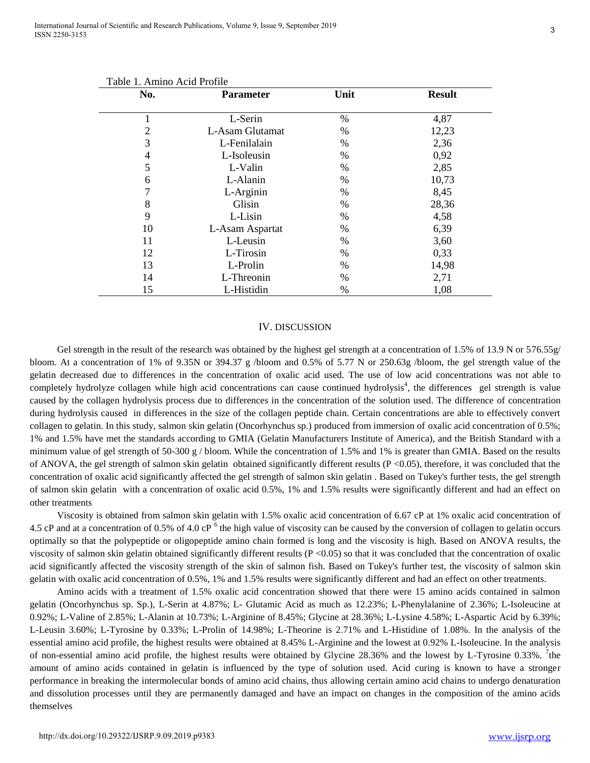Table 1. Amino Acid Profile

| No. | Parameter | Unit | Result |
|---|---|---|---|
| 1 | L-Serin | % | 4,87 |
| 2 | L-Asam Glutamat | % | 12,23 |
| 3 | L-Fenilalain | % | 2,36 |
| 4 | L-Isoleusin | % | 0,92 |
| 5 | L-Valin | % | 2,85 |
| 6 | L-Alanin | % | 10,73 |
| 7 | L-Arginin | % | 8,45 |
| 8 | Glisin | % | 28,36 |
| 9 | L-Lisin | % | 4,58 |
| 10 | L-Asam Aspartat | % | 6,39 |
| 11 | L-Leusin | % | 3,60 |
| 12 | L-Tirosin | % | 0,33 |
| 13 | L-Prolin | % | 14,98 |
| 14 | L-Threonin | % | 2,71 |
| 15 | L-Histidin | % | 1,08 |

## IV. DISCUSSION

Gel strength in the result of the research was obtained by the highest gel strength at a concentration of 1.5% of 13.9 N or 576.55g/ bloom. At a concentration of 1% of 9.35N or 394.37 g /bloom and 0.5% of 5.77 N or 250.63g /bloom, the gel strength value of the gelatin decreased due to differences in the concentration of oxalic acid used. The use of low acid concentrations was not able to completely hydrolyze collagen while high acid concentrations can cause continued hydrolysis[4], the differences gel strength is value caused by the collagen hydrolysis process due to differences in the concentration of the solution used. The difference of concentration during hydrolysis caused in differences in the size of the collagen peptide chain. Certain concentrations are able to effectively convert collagen to gelatin. In this study, salmon skin gelatin (Oncorhynchus sp.) produced from immersion of oxalic acid concentration of 0.5%; 1% and 1.5% have met the standards according to GMIA (Gelatin Manufacturers Institute of America), and the British Standard with a minimum value of gel strength of 50-300 g / bloom. While the concentration of 1.5% and 1% is greater than GMIA. Based on the results of ANOVA, the gel strength of salmon skin gelatin obtained significantly different results ($P < 0.05$), therefore, it was concluded that the concentration of oxalic acid significantly affected the gel strength of salmon skin gelatin . Based on Tukey's further tests, the gel strength of salmon skin gelatin with a concentration of oxalic acid 0.5%, 1% and 1.5% results were significantly different and had an effect on other treatments

Viscosity is obtained from salmon skin gelatin with 1.5% oxalic acid concentration of 6.67 cP at 1% oxalic acid concentration of 4.5 cP and at a concentration of 0.5% of 4.0 cP [6] the high value of viscosity can be caused by the conversion of collagen to gelatin occurs optimally so that the polypeptide or oligopeptide amino chain formed is long and the viscosity is high. Based on ANOVA results, the viscosity of salmon skin gelatin obtained significantly different results ($P < 0.05$) so that it was concluded that the concentration of oxalic acid significantly affected the viscosity strength of the skin of salmon fish. Based on Tukey's further test, the viscosity of salmon skin gelatin with oxalic acid concentration of 0.5%, 1% and 1.5% results were significantly different and had an effect on other treatments.

Amino acids with a treatment of 1.5% oxalic acid concentration showed that there were 15 amino acids contained in salmon gelatin (Oncorhynchus sp. Sp.), L-Serin at 4.87%; L- Glutamic Acid as much as 12.23%; L-Phenylalanine of 2.36%; L-Isoleucine at 0.92%; L-Valine of 2.85%; L-Alanin at 10.73%; L-Arginine of 8.45%; Glycine at 28.36%; L-Lysine 4.58%; L-Aspartic Acid by 6.39%; L-Leusin 3.60%; L-Tyrosine by 0.33%; L-Prolin of 14.98%; L-Theorine is 2.71% and L-Histidine of 1.08%. In the analysis of the essential amino acid profile, the highest results were obtained at 8.45% L-Arginine and the lowest at 0.92% L-Isoleucine. In the analysis of non-essential amino acid profile, the highest results were obtained by Glycine 28.36% and the lowest by L-Tyrosine 0.33%. [7]the amount of amino acids contained in gelatin is influenced by the type of solution used. Acid curing is known to have a stronger performance in breaking the intermolecular bonds of amino acid chains, thus allowing certain amino acid chains to undergo denaturation and dissolution processes until they are permanently damaged and have an impact on changes in the composition of the amino acids themselves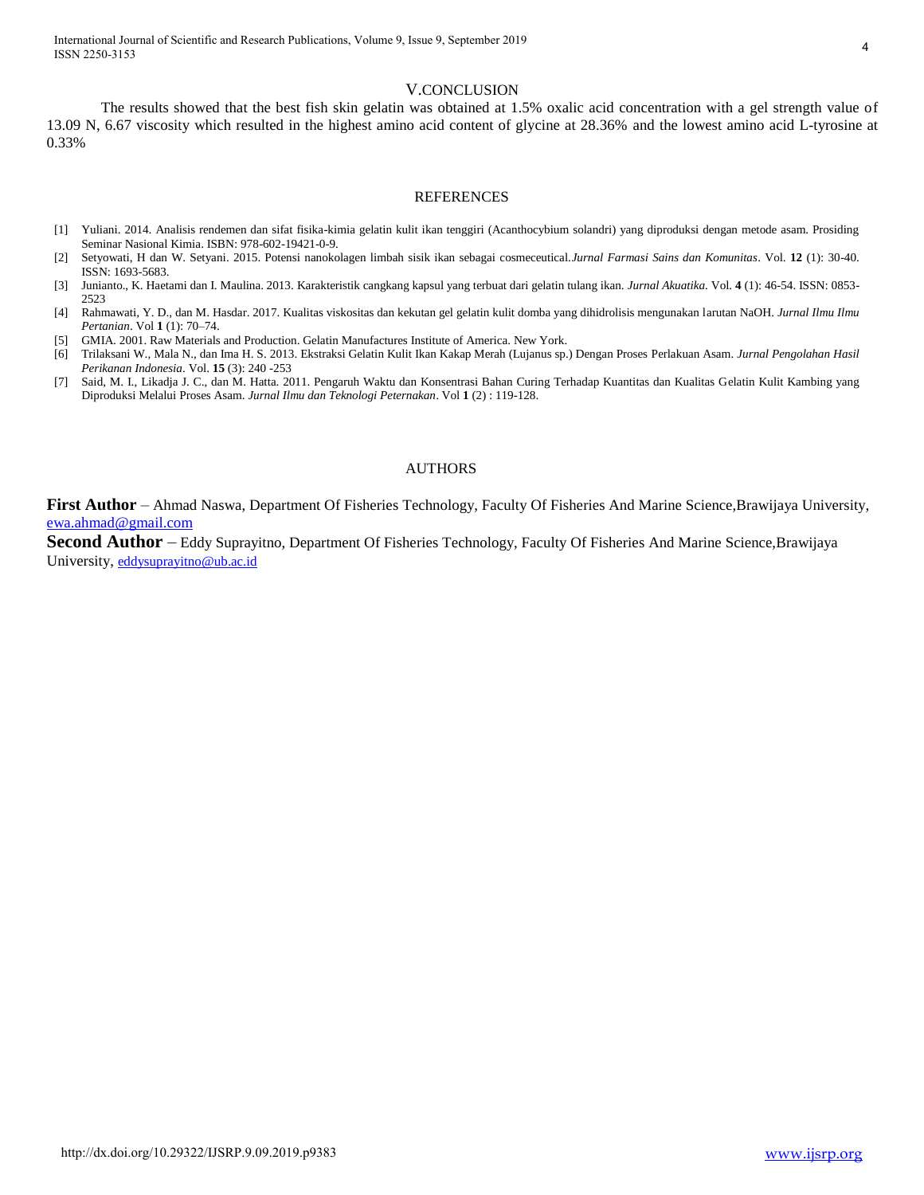## V. CONCLUSION

The results showed that the best fish skin gelatin was obtained at 1.5% oxalic acid concentration with a gel strength value of 13.09 N, 6.67 viscosity which resulted in the highest amino acid content of glycine at 28.36% and the lowest amino acid L-tyrosine at 0.33%

## REFERENCES

[1] Yuliani. 2014. Analisis rendemen dan sifat fisika-kimia gelatin kulit ikan tenggiri (Acanthocybium solandri) yang diproduksi dengan metode asam. Prosiding Seminar Nasional Kimia. ISBN: 978-602-19421-0-9.

[2] Setyowati, H dan W. Setyani. 2015. Potensi nanokolagen limbah sisik ikan sebagai cosmeceutical.*Jurnal Farmasi Sains dan Komunitas*. Vol. **12** (1): 30-40. ISSN: 1693-5683.

[3] Junianto., K. Haetami dan I. Maulina. 2013. Karakteristik cangkang kapsul yang terbuat dari gelatin tulang ikan. *Jurnal Akuatika.* Vol. **4** (1): 46-54. ISSN: 0853-2523

[4] Rahmawati, Y. D., dan M. Hasdar. 2017. Kualitas viskositas dan kekutan gel gelatin kulit domba yang dihidrolisis mengunakan larutan NaOH. *Jurnal Ilmu Ilmu Pertanian*. Vol **1** (1): 70–74.

[5] GMIA. 2001. Raw Materials and Production. Gelatin Manufactures Institute of America. New York.

[6] Trilaksani W., Mala N., dan Ima H. S. 2013. Ekstraksi Gelatin Kulit Ikan Kakap Merah (Lujanus sp.) Dengan Proses Perlakuan Asam. *Jurnal Pengolahan Hasil Perikanan Indonesia*. Vol. **15** (3): 240 -253

[7] Said, M. I., Likadja J. C., dan M. Hatta. 2011. Pengaruh Waktu dan Konsentrasi Bahan Curing Terhadap Kuantitas dan Kualitas Gelatin Kulit Kambing yang Diproduksi Melalui Proses Asam. *Jurnal Ilmu dan Teknologi Peternakan*. Vol **1** (2) : 119-128.

## AUTHORS

**First Author** – Ahmad Naswa, Department Of Fisheries Technology, Faculty Of Fisheries And Marine Science,Brawijaya University, ewa.ahmad@gmail.com

**Second Author** – Eddy Suprayitno, Department Of Fisheries Technology, Faculty Of Fisheries And Marine Science,Brawijaya University, eddysuprayitno@ub.ac.id